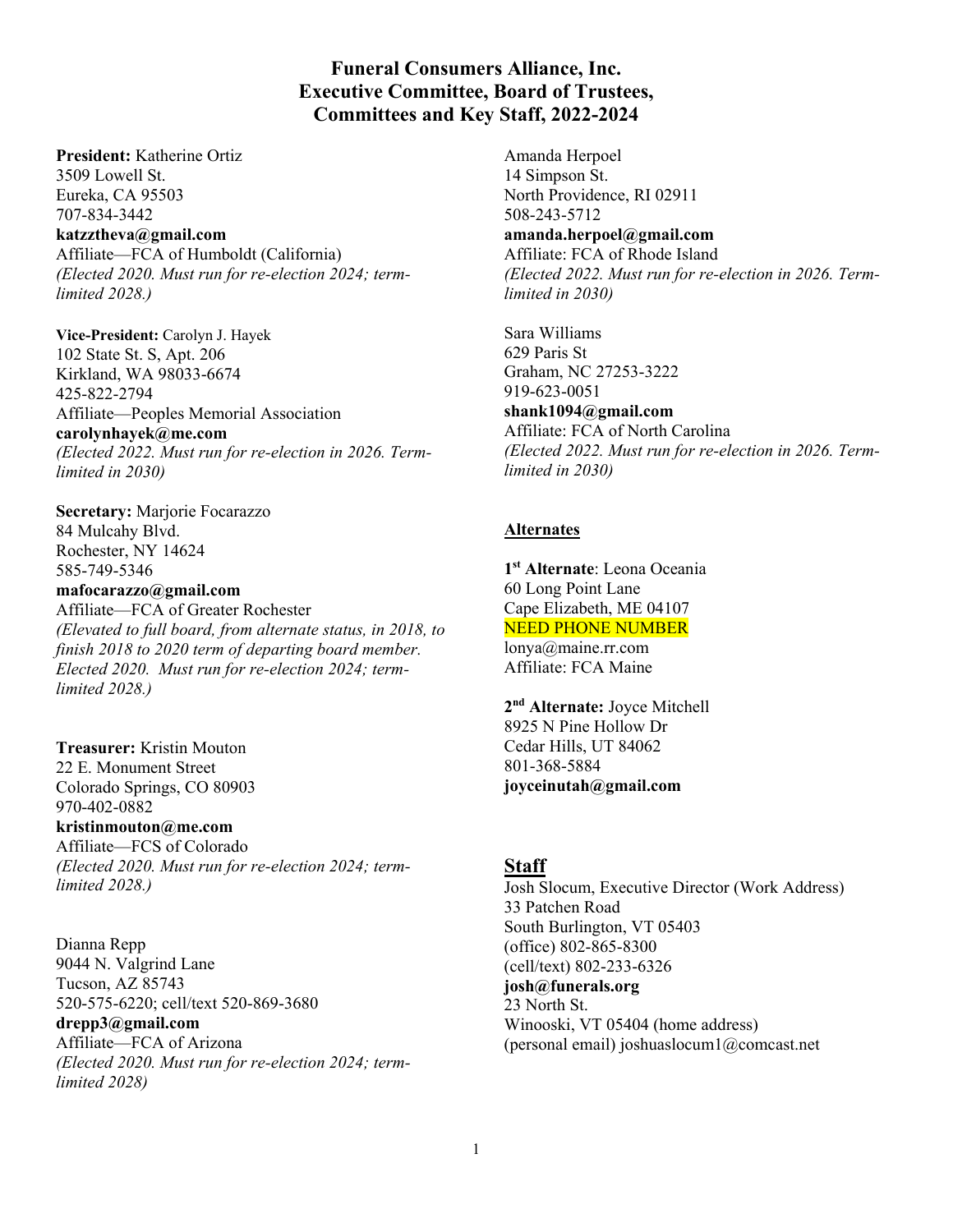# Funeral Consumers Alliance, Inc.
# Executive Committee, Board of Trustees, Committees and Key Staff, 2022-2024

**President:** Katherine Ortiz
3509 Lowell St.
Eureka, CA 95503
707-834-3442
**katzztheva@gmail.com**
Affiliate—FCA of Humboldt (California)
*(Elected 2020. Must run for re-election 2024; term-limited 2028.)*

**Vice-President:** Carolyn J. Hayek
102 State St. S, Apt. 206
Kirkland, WA 98033-6674
425-822-2794
Affiliate—Peoples Memorial Association
**carolynhayek@me.com**
*(Elected 2022. Must run for re-election in 2026. Term-limited in 2030)*

**Secretary:** Marjorie Focarazzo
84 Mulcahy Blvd.
Rochester, NY 14624
585-749-5346
**mafocarazzo@gmail.com**
Affiliate—FCA of Greater Rochester
*(Elevated to full board, from alternate status, in 2018, to finish 2018 to 2020 term of departing board member. Elected 2020. Must run for re-election 2024; term-limited 2028.)*

**Treasurer:** Kristin Mouton
22 E. Monument Street
Colorado Springs, CO 80903
970-402-0882
**kristinmouton@me.com**
Affiliate—FCS of Colorado
*(Elected 2020. Must run for re-election 2024; term-limited 2028.)*

Dianna Repp
9044 N. Valgrind Lane
Tucson, AZ 85743
520-575-6220; cell/text 520-869-3680
**drepp3@gmail.com**
Affiliate—FCA of Arizona
*(Elected 2020. Must run for re-election 2024; term-limited 2028)*

Amanda Herpoel
14 Simpson St.
North Providence, RI 02911
508-243-5712
**amanda.herpoel@gmail.com**
Affiliate: FCA of Rhode Island
*(Elected 2022. Must run for re-election in 2026. Term-limited in 2030)*

Sara Williams
629 Paris St
Graham, NC 27253-3222
919-623-0051
**shank1094@gmail.com**
Affiliate: FCA of North Carolina
*(Elected 2022. Must run for re-election in 2026. Term-limited in 2030)*

## Alternates

**1st Alternate**: Leona Oceania
60 Long Point Lane
Cape Elizabeth, ME 04107
NEED PHONE NUMBER
lonya@maine.rr.com
Affiliate: FCA Maine

**2nd Alternate:** Joyce Mitchell
8925 N Pine Hollow Dr
Cedar Hills, UT 84062
801-368-5884
**joyceinutah@gmail.com**

## Staff

Josh Slocum, Executive Director (Work Address)
33 Patchen Road
South Burlington, VT 05403
(office) 802-865-8300
(cell/text) 802-233-6326
**josh@funerals.org**
23 North St.
Winooski, VT 05404 (home address)
(personal email) joshuaslocum1@comcast.net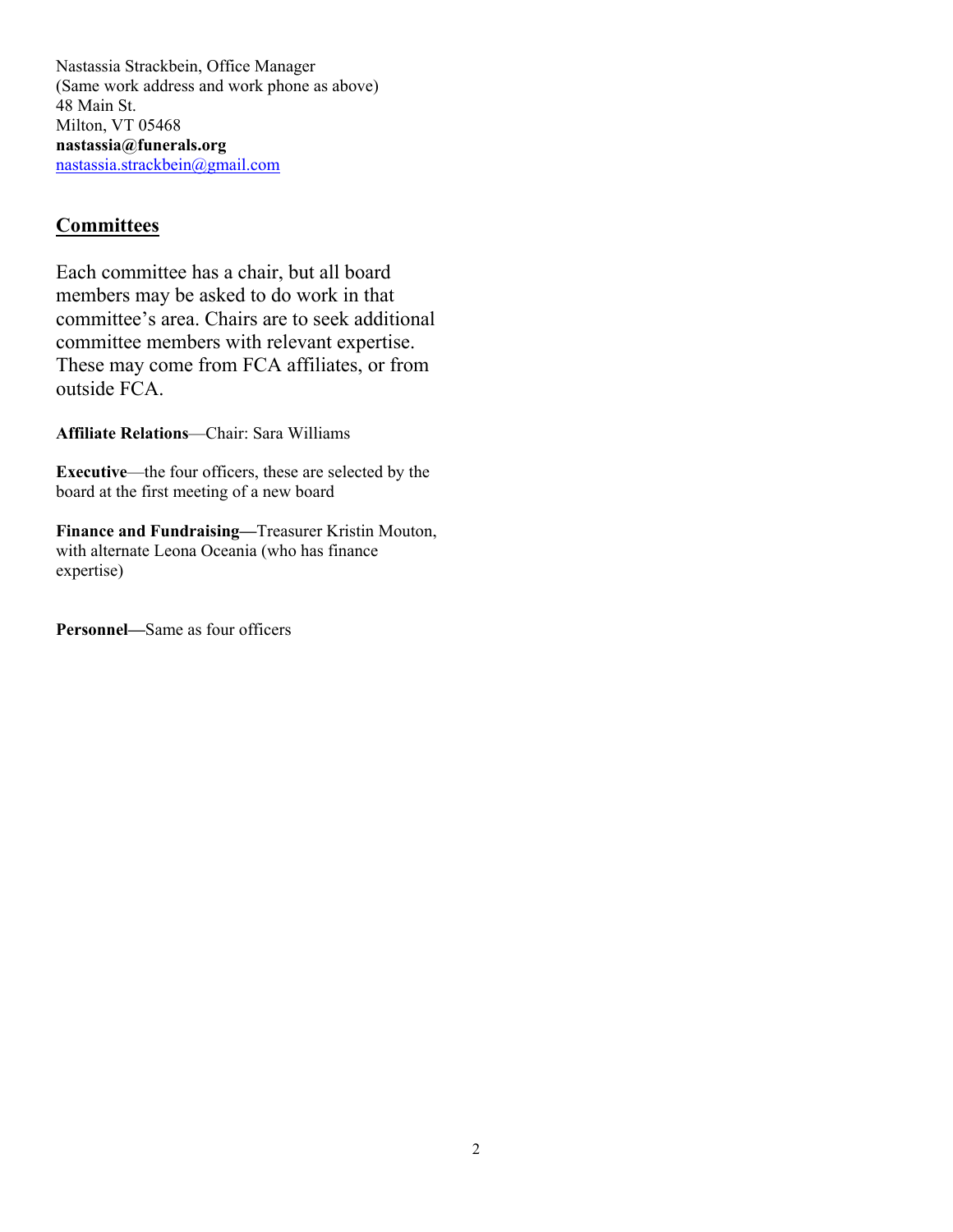Nastassia Strackbein, Office Manager
(Same work address and work phone as above)
48 Main St.
Milton, VT 05468
**nastassia@funerals.org**
nastassia.strackbein@gmail.com

## Committees

Each committee has a chair, but all board members may be asked to do work in that committee's area. Chairs are to seek additional committee members with relevant expertise. These may come from FCA affiliates, or from outside FCA.

**Affiliate Relations**—Chair: Sara Williams

**Executive**—the four officers, these are selected by the board at the first meeting of a new board

**Finance and Fundraising—**Treasurer Kristin Mouton, with alternate Leona Oceania (who has finance expertise)

**Personnel—**Same as four officers